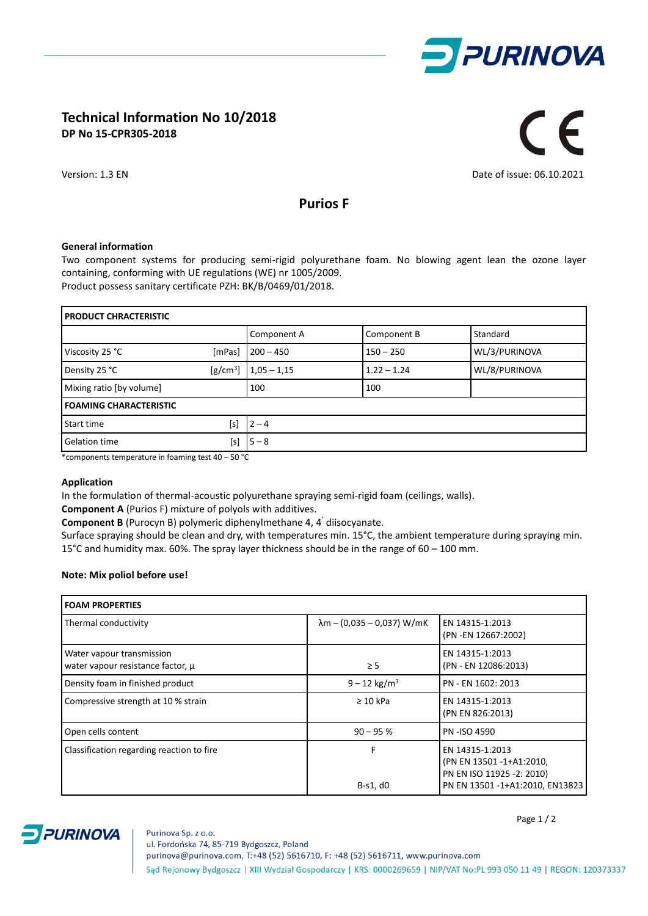# Technical Information No 10/2018

**DP No 15-CPR305-2018**

Version: 1.3 EN

Date of issue: 06.10.2021

## Purios F

### General information

Two component systems for producing semi-rigid polyurethane foam. No blowing agent lean the ozone layer containing, conforming with UE regulations (WE) nr 1005/2009.
Product possess sanitary certificate PZH: BK/B/0469/01/2018.

| PRODUCT CHRACTERISTIC | | | | |
|---|---|---|---|---|
| | | Component A | Component B | Standard |
| Viscosity 25 °C | [mPas] | 200 – 450 | 150 – 250 | WL/3/PURINOVA |
| Density 25 °C | [g/cm$^3$] | 1,05 – 1,15 | 1.22 – 1.24 | WL/8/PURINOVA |
| Mixing ratio [by volume] | | 100 | 100 | |
| **FOAMING CHARACTERISTIC** | | | | |
| Start time | [s] | 2 – 4 | | |
| Gelation time | [s] | 5 – 8 | | |

*components temperature in foaming test 40 – 50 °C

### Application

In the formulation of thermal-acoustic polyurethane spraying semi-rigid foam (ceilings, walls).
**Component A** (Purios F) mixture of polyols with additives.
**Component B** (Purocyn B) polymeric diphenylmethane 4, 4´ diisocyanate.
Surface spraying should be clean and dry, with temperatures min. 15°C, the ambient temperature during spraying min. 15°C and humidity max. 60%. The spray layer thickness should be in the range of 60 – 100 mm.

**Note: Mix polіol before use!**

| FOAM PROPERTIES | | |
|---|---|---|
| Thermal conductivity | λm – (0,035 – 0,037) W/mK | EN 14315-1:2013 (PN -EN 12667:2002) |
| Water vapour transmission water vapour resistance factor, μ | ≥ 5 | EN 14315-1:2013 (PN - EN 12086:2013) |
| Density foam in finished product | 9 – 12 kg/m$^3$ | PN - EN 1602: 2013 |
| Compressive strength at 10 % strain | ≥ 10 kPa | EN 14315-1:2013 (PN EN 826:2013) |
| Open cells content | 90 – 95 % | PN -ISO 4590 |
| Classification regarding reaction to fire | F | EN 14315-1:2013 (PN EN 13501 -1+A1:2010, PN EN ISO 11925 -2: 2010) |
| | B-s1, d0 | PN EN 13501 -1+A1:2010, EN13823 |

Purinova Sp. z o.o.
ul. Fordońska 74, 85-719 Bydgoszcz, Poland
purinova@purinova.com, T:+48 (52) 5616710, F: +48 (52) 5616711, www.purinova.com
Sąd Rejonowy Bydgoszcz | XIII Wydział Gospodarczy | KRS: 0000269659 | NIP/VAT No:PL 993 050 11 49 | REGON: 120373337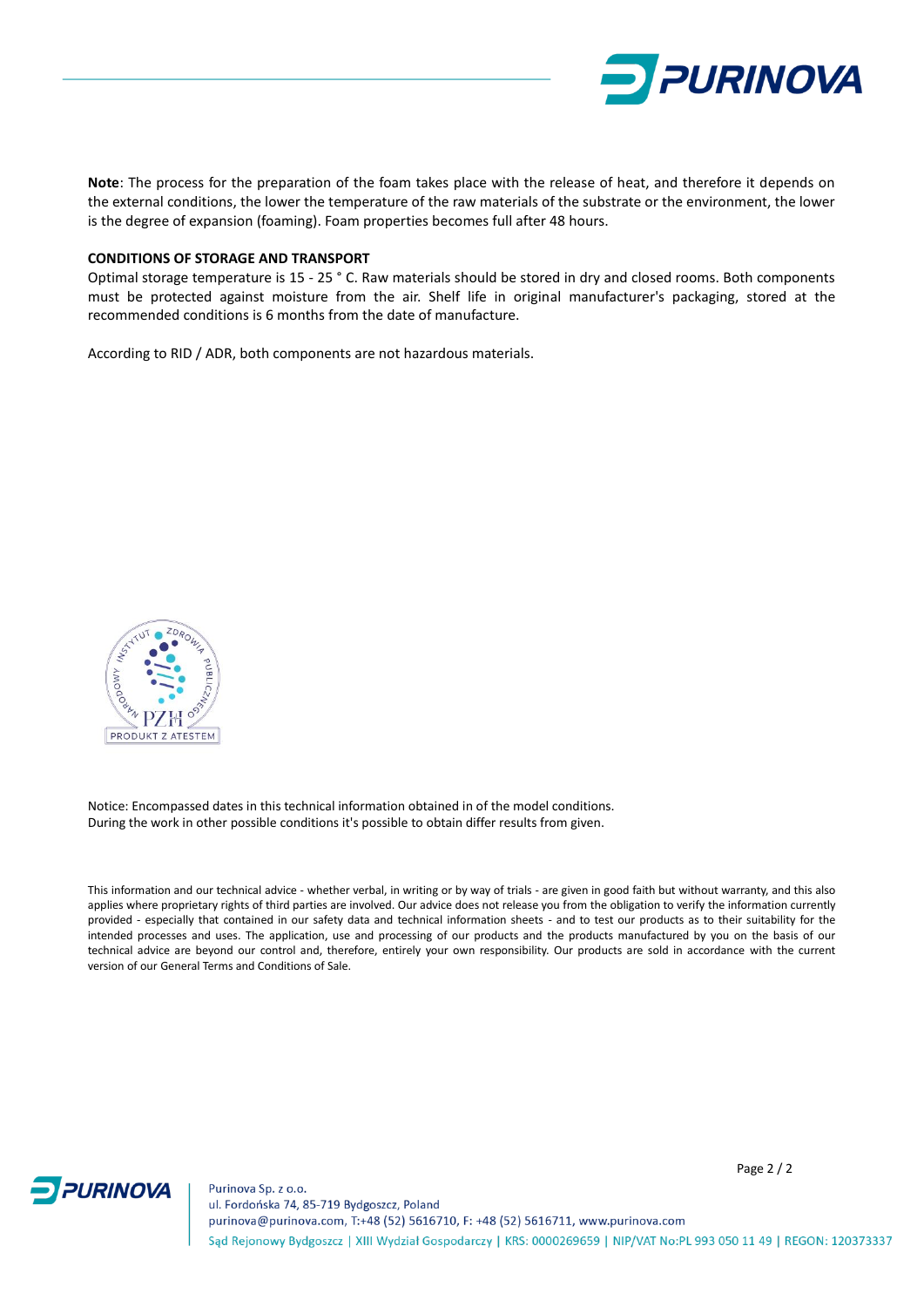**Note**: The process for the preparation of the foam takes place with the release of heat, and therefore it depends on the external conditions, the lower the temperature of the raw materials of the substrate or the environment, the lower is the degree of expansion (foaming). Foam properties becomes full after 48 hours.

**CONDITIONS OF STORAGE AND TRANSPORT**

Optimal storage temperature is 15 - 25 ° C. Raw materials should be stored in dry and closed rooms. Both components must be protected against moisture from the air. Shelf life in original manufacturer's packaging, stored at the recommended conditions is 6 months from the date of manufacture.

According to RID / ADR, both components are not hazardous materials.

NARODOWY INSTYTUT ZDROWIA PUBLICZNEGO PZH PRODUKT Z ATESTEM

Notice: Encompassed dates in this technical information obtained in of the model conditions.
During the work in other possible conditions it's possible to obtain differ results from given.

This information and our technical advice - whether verbal, in writing or by way of trials - are given in good faith but without warranty, and this also applies where proprietary rights of third parties are involved. Our advice does not release you from the obligation to verify the information currently provided - especially that contained in our safety data and technical information sheets - and to test our products as to their suitability for the intended processes and uses. The application, use and processing of our products and the products manufactured by you on the basis of our technical advice are beyond our control and, therefore, entirely your own responsibility. Our products are sold in accordance with the current version of our General Terms and Conditions of Sale.

Purinova Sp. z o.o.
ul. Fordońska 74, 85-719 Bydgoszcz, Poland
purinova@purinova.com, T:+48 (52) 5616710, F: +48 (52) 5616711, www.purinova.com
Sąd Rejonowy Bydgoszcz | XIII Wydział Gospodarczy | KRS: 0000269659 | NIP/VAT No:PL 993 050 11 49 | REGON: 120373337